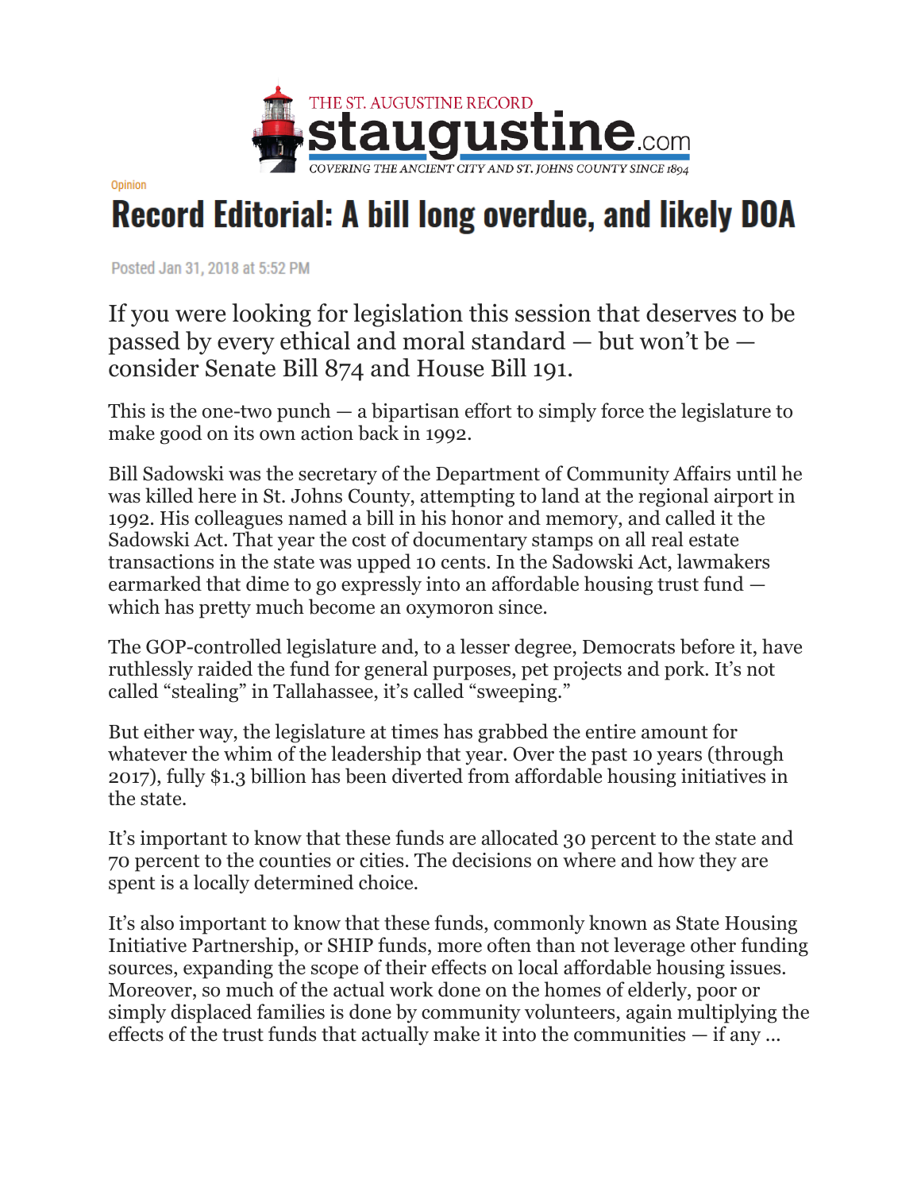THE ST. AUGUSTINE RECORD
staugustine.com
COVERING THE ANCIENT CITY AND ST. JOHNS COUNTY SINCE 1894

Opinion

# Record Editorial: A bill long overdue, and likely DOA

Posted Jan 31, 2018 at 5:52 PM

If you were looking for legislation this session that deserves to be passed by every ethical and moral standard — but won't be — consider Senate Bill 874 and House Bill 191.

This is the one-two punch — a bipartisan effort to simply force the legislature to make good on its own action back in 1992.

Bill Sadowski was the secretary of the Department of Community Affairs until he was killed here in St. Johns County, attempting to land at the regional airport in 1992. His colleagues named a bill in his honor and memory, and called it the Sadowski Act. That year the cost of documentary stamps on all real estate transactions in the state was upped 10 cents. In the Sadowski Act, lawmakers earmarked that dime to go expressly into an affordable housing trust fund — which has pretty much become an oxymoron since.

The GOP-controlled legislature and, to a lesser degree, Democrats before it, have ruthlessly raided the fund for general purposes, pet projects and pork. It's not called "stealing" in Tallahassee, it's called "sweeping."

But either way, the legislature at times has grabbed the entire amount for whatever the whim of the leadership that year. Over the past 10 years (through 2017), fully $1.3 billion has been diverted from affordable housing initiatives in the state.

It's important to know that these funds are allocated 30 percent to the state and 70 percent to the counties or cities. The decisions on where and how they are spent is a locally determined choice.

It's also important to know that these funds, commonly known as State Housing Initiative Partnership, or SHIP funds, more often than not leverage other funding sources, expanding the scope of their effects on local affordable housing issues. Moreover, so much of the actual work done on the homes of elderly, poor or simply displaced families is done by community volunteers, again multiplying the effects of the trust funds that actually make it into the communities — if any ...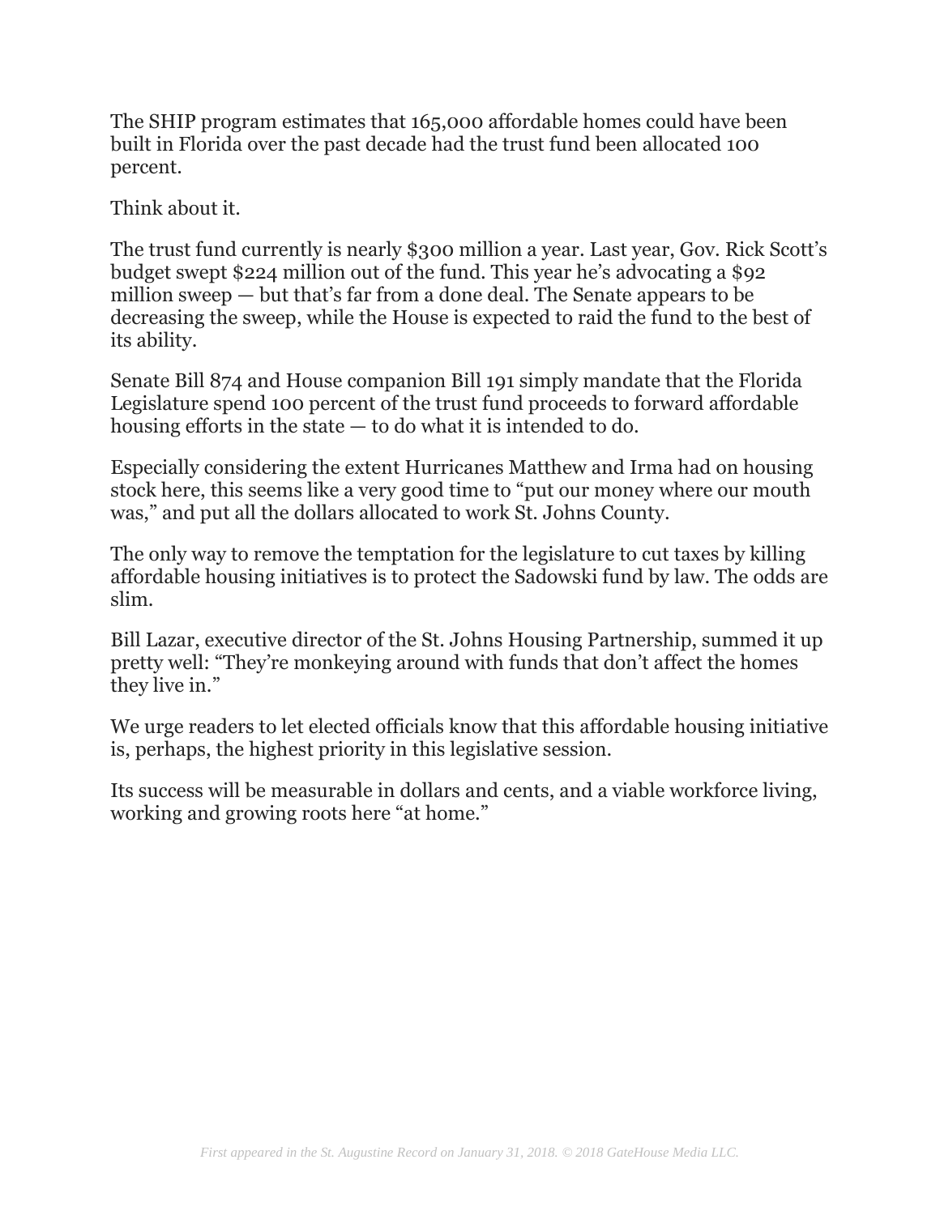The SHIP program estimates that 165,000 affordable homes could have been built in Florida over the past decade had the trust fund been allocated 100 percent.

Think about it.

The trust fund currently is nearly $300 million a year. Last year, Gov. Rick Scott's budget swept $224 million out of the fund. This year he's advocating a $92 million sweep — but that's far from a done deal. The Senate appears to be decreasing the sweep, while the House is expected to raid the fund to the best of its ability.

Senate Bill 874 and House companion Bill 191 simply mandate that the Florida Legislature spend 100 percent of the trust fund proceeds to forward affordable housing efforts in the state — to do what it is intended to do.

Especially considering the extent Hurricanes Matthew and Irma had on housing stock here, this seems like a very good time to "put our money where our mouth was," and put all the dollars allocated to work St. Johns County.

The only way to remove the temptation for the legislature to cut taxes by killing affordable housing initiatives is to protect the Sadowski fund by law. The odds are slim.

Bill Lazar, executive director of the St. Johns Housing Partnership, summed it up pretty well: "They're monkeying around with funds that don't affect the homes they live in."

We urge readers to let elected officials know that this affordable housing initiative is, perhaps, the highest priority in this legislative session.

Its success will be measurable in dollars and cents, and a viable workforce living, working and growing roots here "at home."

*First appeared in the St. Augustine Record on January 31, 2018. © 2018 GateHouse Media LLC.*